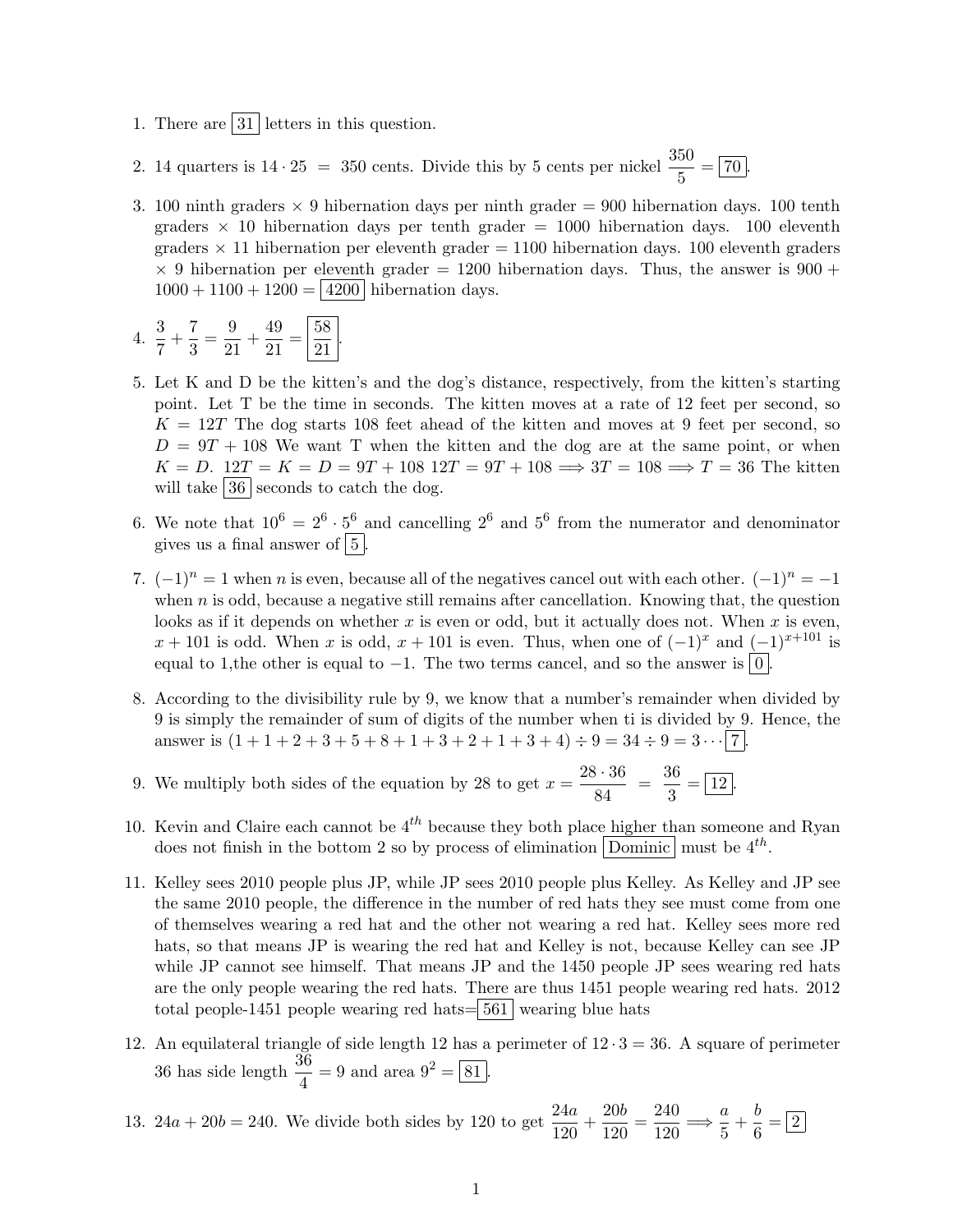1. There are $\boxed{31}$ letters in this question.

2. 14 quarters is $14 \cdot 25 = 350$ cents. Divide this by 5 cents per nickel $\frac{350}{5} = \boxed{70}$.

3. 100 ninth graders $\times$ 9 hibernation days per ninth grader = 900 hibernation days. 100 tenth graders $\times$ 10 hibernation days per tenth grader = 1000 hibernation days. 100 eleventh graders $\times$ 11 hibernation per eleventh grader = 1100 hibernation days. 100 eleventh graders $\times$ 9 hibernation per eleventh grader = 1200 hibernation days. Thus, the answer is $900 + 1000 + 1100 + 1200 = \boxed{4200}$ hibernation days.

4. $\frac{3}{7} + \frac{7}{3} = \frac{9}{21} + \frac{49}{21} = \boxed{\frac{58}{21}}$.

5. Let K and D be the kitten's and the dog's distance, respectively, from the kitten's starting point. Let T be the time in seconds. The kitten moves at a rate of 12 feet per second, so $K = 12T$ The dog starts 108 feet ahead of the kitten and moves at 9 feet per second, so $D = 9T + 108$ We want T when the kitten and the dog are at the same point, or when $K = D$. $12T = K = D = 9T + 108$ $12T = 9T + 108 \implies 3T = 108 \implies T = 36$ The kitten will take $\boxed{36}$ seconds to catch the dog.

6. We note that $10^6 = 2^6 \cdot 5^6$ and cancelling $2^6$ and $5^6$ from the numerator and denominator gives us a final answer of $\boxed{5}$.

7. $(-1)^n = 1$ when $n$ is even, because all of the negatives cancel out with each other. $(-1)^n = -1$ when $n$ is odd, because a negative still remains after cancellation. Knowing that, the question looks as if it depends on whether $x$ is even or odd, but it actually does not. When $x$ is even, $x + 101$ is odd. When $x$ is odd, $x + 101$ is even. Thus, when one of $(-1)^x$ and $(-1)^{x+101}$ is equal to 1,the other is equal to $-1$. The two terms cancel, and so the answer is $\boxed{0}$.

8. According to the divisibility rule by 9, we know that a number's remainder when divided by 9 is simply the remainder of sum of digits of the number when ti is divided by 9. Hence, the answer is $(1 + 1 + 2 + 3 + 5 + 8 + 1 + 3 + 2 + 1 + 3 + 4) \div 9 = 34 \div 9 = 3 \cdots \boxed{7}$.

9. We multiply both sides of the equation by 28 to get $x = \frac{28 \cdot 36}{84} = \frac{36}{3} = \boxed{12}$.

10. Kevin and Claire each cannot be $4^{th}$ because they both place higher than someone and Ryan does not finish in the bottom 2 so by process of elimination $\boxed{\text{Dominic}}$ must be $4^{th}$.

11. Kelley sees 2010 people plus JP, while JP sees 2010 people plus Kelley. As Kelley and JP see the same 2010 people, the difference in the number of red hats they see must come from one of themselves wearing a red hat and the other not wearing a red hat. Kelley sees more red hats, so that means JP is wearing the red hat and Kelley is not, because Kelley can see JP while JP cannot see himself. That means JP and the 1450 people JP sees wearing red hats are the only people wearing the red hats. There are thus 1451 people wearing red hats. 2012 total people-1451 people wearing red hats=$\boxed{561}$ wearing blue hats

12. An equilateral triangle of side length 12 has a perimeter of $12 \cdot 3 = 36$. A square of perimeter 36 has side length $\frac{36}{4} = 9$ and area $9^2 = \boxed{81}$.

13. $24a + 20b = 240$. We divide both sides by 120 to get $\frac{24a}{120} + \frac{20b}{120} = \frac{240}{120} \implies \frac{a}{5} + \frac{b}{6} = \boxed{2}$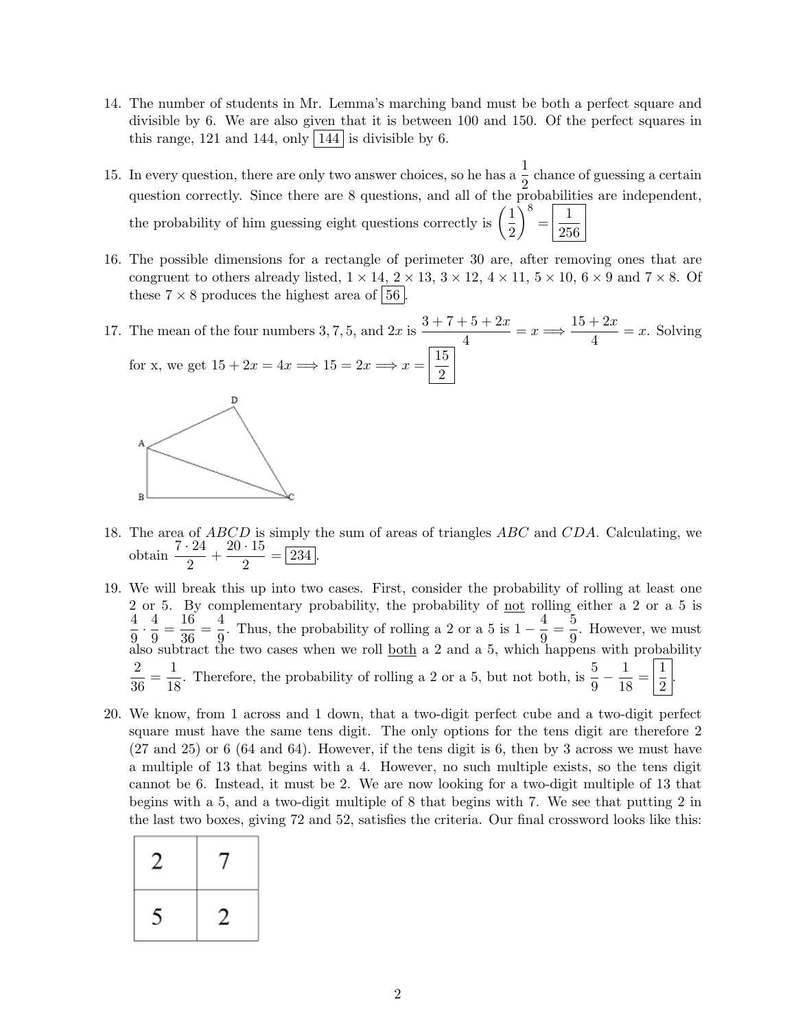14. The number of students in Mr. Lemma's marching band must be both a perfect square and divisible by 6. We are also given that it is between 100 and 150. Of the perfect squares in this range, 121 and 144, only $\boxed{144}$ is divisible by 6.

15. In every question, there are only two answer choices, so he has a $\frac{1}{2}$ chance of guessing a certain question correctly. Since there are 8 questions, and all of the probabilities are independent, the probability of him guessing eight questions correctly is $\left(\frac{1}{2}\right)^8 = \boxed{\frac{1}{256}}$

16. The possible dimensions for a rectangle of perimeter 30 are, after removing ones that are congruent to others already listed, $1 \times 14$, $2 \times 13$, $3 \times 12$, $4 \times 11$, $5 \times 10$, $6 \times 9$ and $7 \times 8$. Of these $7 \times 8$ produces the highest area of $\boxed{56}$.

17. The mean of the four numbers $3, 7, 5$, and $2x$ is $\frac{3+7+5+2x}{4} = x \Longrightarrow \frac{15+2x}{4} = x$. Solving for x, we get $15 + 2x = 4x \Longrightarrow 15 = 2x \Longrightarrow x = \boxed{\frac{15}{2}}$

18. The area of $ABCD$ is simply the sum of areas of triangles $ABC$ and $CDA$. Calculating, we obtain $\frac{7 \cdot 24}{2} + \frac{20 \cdot 15}{2} = \boxed{234}$.

19. We will break this up into two cases. First, consider the probability of rolling at least one 2 or 5. By complementary probability, the probability of not rolling either a 2 or a 5 is $\frac{4}{9} \cdot \frac{4}{9} = \frac{16}{36} = \frac{4}{9}$. Thus, the probability of rolling a 2 or a 5 is $1 - \frac{4}{9} = \frac{5}{9}$. However, we must also subtract the two cases when we roll both a 2 and a 5, which happens with probability $\frac{2}{36} = \frac{1}{18}$. Therefore, the probability of rolling a 2 or a 5, but not both, is $\frac{5}{9} - \frac{1}{18} = \boxed{\frac{1}{2}}$.

20. We know, from 1 across and 1 down, that a two-digit perfect cube and a two-digit perfect square must have the same tens digit. The only options for the tens digit are therefore 2 (27 and 25) or 6 (64 and 64). However, if the tens digit is 6, then by 3 across we must have a multiple of 13 that begins with a 4. However, no such multiple exists, so the tens digit cannot be 6. Instead, it must be 2. We are now looking for a two-digit multiple of 13 that begins with a 5, and a two-digit multiple of 8 that begins with 7. We see that putting 2 in the last two boxes, giving 72 and 52, satisfies the criteria. Our final crossword looks like this:

| 2 | 7 |
|---|---|
| 5 | 2 |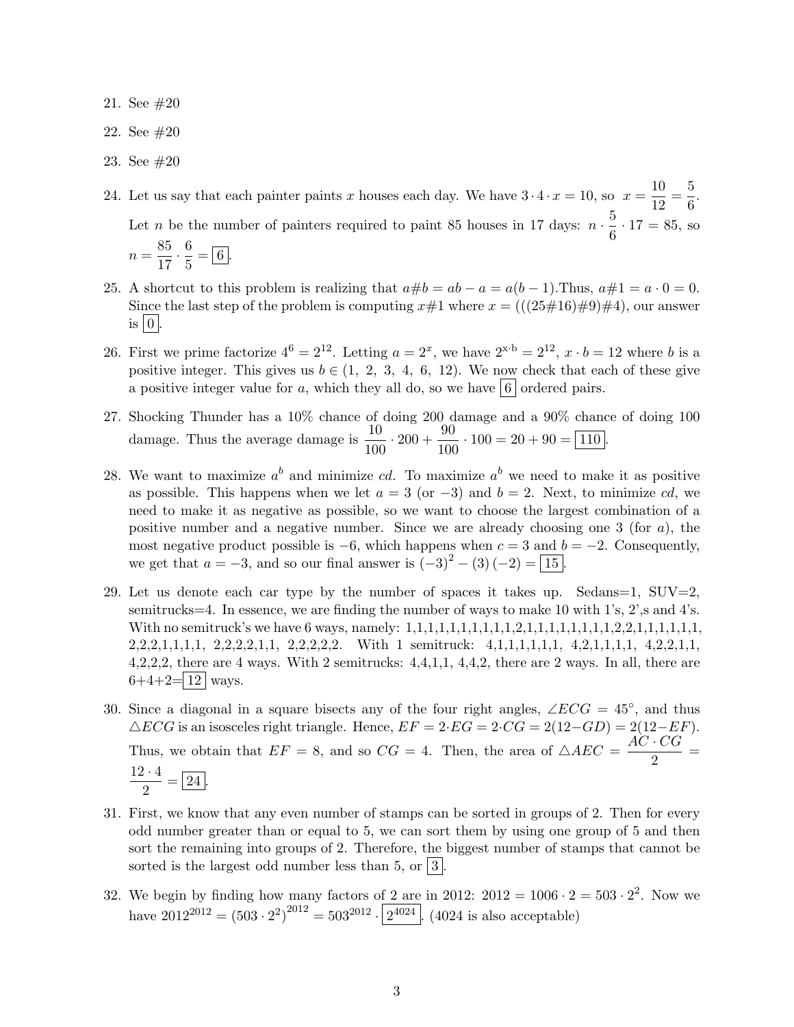21. See #20

22. See #20

23. See #20

24. Let us say that each painter paints $x$ houses each day. We have $3 \cdot 4 \cdot x = 10$, so $x = \frac{10}{12} = \frac{5}{6}$. Let $n$ be the number of painters required to paint 85 houses in 17 days: $n \cdot \frac{5}{6} \cdot 17 = 85$, so $n = \frac{85}{17} \cdot \frac{6}{5} = \boxed{6}$.

25. A shortcut to this problem is realizing that $a\#b = ab - a = a(b-1)$.Thus, $a\#1 = a \cdot 0 = 0$. Since the last step of the problem is computing $x\#1$ where $x = (((25\#16)\#9)\#4)$, our answer is $\boxed{0}$.

26. First we prime factorize $4^6 = 2^{12}$. Letting $a = 2^x$, we have $2^{\text{x}\cdot\text{b}} = 2^{12}$, $x \cdot b = 12$ where $b$ is a positive integer. This gives us $b \in (1,\ 2,\ 3,\ 4,\ 6,\ 12)$. We now check that each of these give a positive integer value for $a$, which they all do, so we have $\boxed{6}$ ordered pairs.

27. Shocking Thunder has a 10% chance of doing 200 damage and a 90% chance of doing 100 damage. Thus the average damage is $\frac{10}{100} \cdot 200 + \frac{90}{100} \cdot 100 = 20 + 90 = \boxed{110}$.

28. We want to maximize $a^b$ and minimize $cd$. To maximize $a^b$ we need to make it as positive as possible. This happens when we let $a = 3$ (or $-3$) and $b = 2$. Next, to minimize $cd$, we need to make it as negative as possible, so we want to choose the largest combination of a positive number and a negative number. Since we are already choosing one 3 (for $a$), the most negative product possible is $-6$, which happens when $c = 3$ and $b = -2$. Consequently, we get that $a = -3$, and so our final answer is $(-3)^2 - (3)(-2) = \boxed{15}$.

29. Let us denote each car type by the number of spaces it takes up. Sedans=1, SUV=2, semitrucks=4. In essence, we are finding the number of ways to make 10 with 1's, 2',s and 4's. With no semitruck's we have 6 ways, namely: 1,1,1,1,1,1,1,1,1,1,2,1,1,1,1,1,1,1,1,2,2,1,1,1,1,1,1, 2,2,2,1,1,1,1, 2,2,2,2,1,1, 2,2,2,2,2. With 1 semitruck: 4,1,1,1,1,1,1, 4,2,1,1,1,1, 4,2,2,1,1, 4,2,2,2, there are 4 ways. With 2 semitrucks: 4,4,1,1, 4,4,2, there are 2 ways. In all, there are 6+4+2=$\boxed{12}$ ways.

30. Since a diagonal in a square bisects any of the four right angles, $\angle ECG = 45^\circ$, and thus $\triangle ECG$ is an isosceles right triangle. Hence, $EF = 2 \cdot EG = 2 \cdot CG = 2(12 - GD) = 2(12 - EF)$. Thus, we obtain that $EF = 8$, and so $CG = 4$. Then, the area of $\triangle AEC = \frac{AC \cdot CG}{2} = \frac{12 \cdot 4}{2} = \boxed{24}$.

31. First, we know that any even number of stamps can be sorted in groups of 2. Then for every odd number greater than or equal to 5, we can sort them by using one group of 5 and then sort the remaining into groups of 2. Therefore, the biggest number of stamps that cannot be sorted is the largest odd number less than 5, or $\boxed{3}$.

32. We begin by finding how many factors of 2 are in 2012: $2012 = 1006 \cdot 2 = 503 \cdot 2^2$. Now we have $2012^{2012} = (503 \cdot 2^2)^{2012} = 503^{2012} \cdot \boxed{2^{4024}}$. (4024 is also acceptable)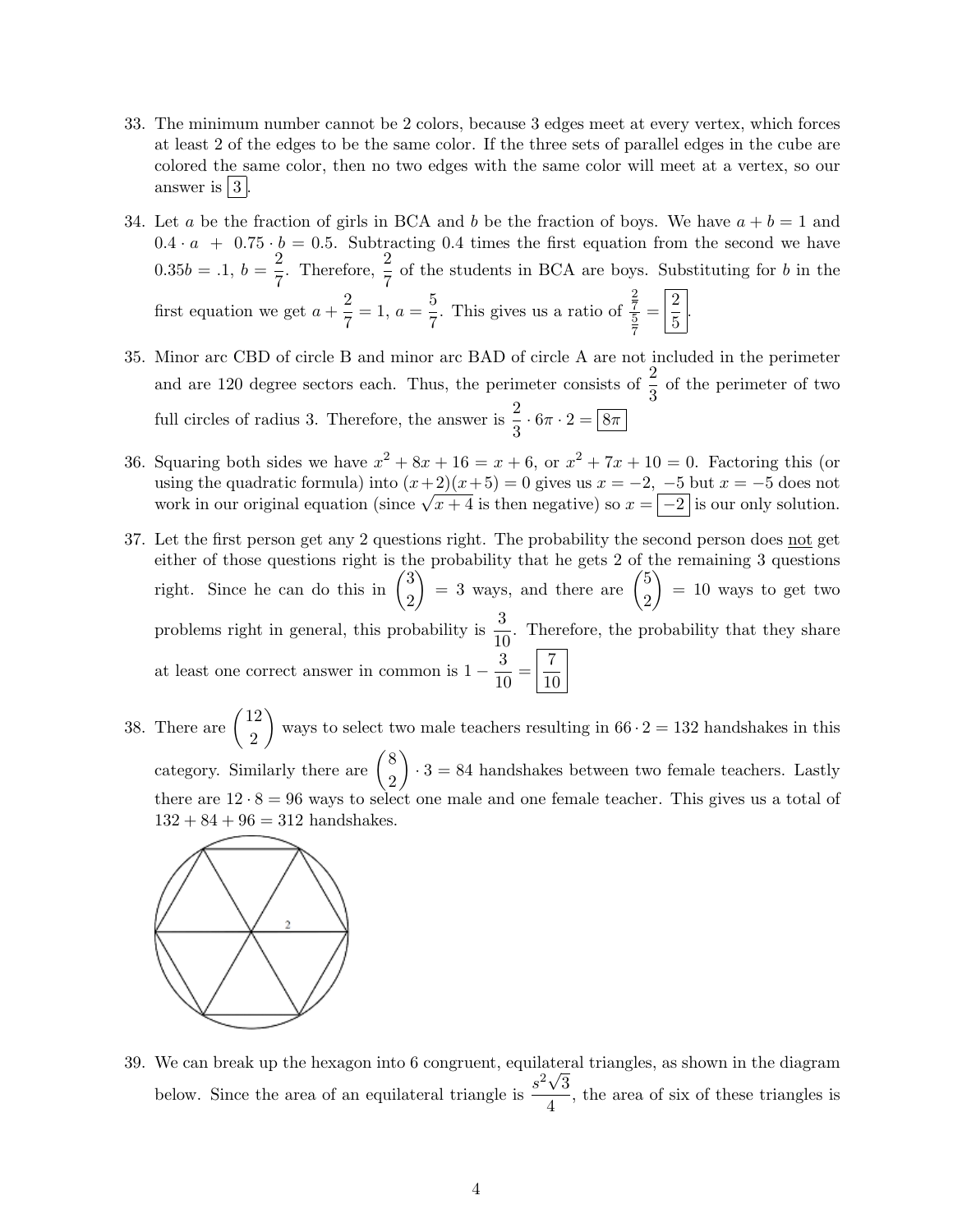33. The minimum number cannot be 2 colors, because 3 edges meet at every vertex, which forces at least 2 of the edges to be the same color. If the three sets of parallel edges in the cube are colored the same color, then no two edges with the same color will meet at a vertex, so our answer is $\boxed{3}$.

34. Let $a$ be the fraction of girls in BCA and $b$ be the fraction of boys. We have $a + b = 1$ and $0.4 \cdot a \; + \; 0.75 \cdot b = 0.5$. Subtracting 0.4 times the first equation from the second we have $0.35b = .1$, $b = \frac{2}{7}$. Therefore, $\frac{2}{7}$ of the students in BCA are boys. Substituting for $b$ in the first equation we get $a + \frac{2}{7} = 1$, $a = \frac{5}{7}$. This gives us a ratio of $\frac{\frac{2}{7}}{\frac{5}{7}} = \boxed{\frac{2}{5}}$.

35. Minor arc CBD of circle B and minor arc BAD of circle A are not included in the perimeter and are 120 degree sectors each. Thus, the perimeter consists of $\frac{2}{3}$ of the perimeter of two full circles of radius 3. Therefore, the answer is $\frac{2}{3} \cdot 6\pi \cdot 2 = \boxed{8\pi}$

36. Squaring both sides we have $x^2 + 8x + 16 = x + 6$, or $x^2 + 7x + 10 = 0$. Factoring this (or using the quadratic formula) into $(x+2)(x+5) = 0$ gives us $x = -2, \; -5$ but $x = -5$ does not work in our original equation (since $\sqrt{x+4}$ is then negative) so $x = \boxed{-2}$ is our only solution.

37. Let the first person get any 2 questions right. The probability the second person does not get either of those questions right is the probability that he gets 2 of the remaining 3 questions right. Since he can do this in $\binom{3}{2} = 3$ ways, and there are $\binom{5}{2} = 10$ ways to get two problems right in general, this probability is $\frac{3}{10}$. Therefore, the probability that they share at least one correct answer in common is $1 - \frac{3}{10} = \boxed{\frac{7}{10}}$

38. There are $\binom{12}{2}$ ways to select two male teachers resulting in $66 \cdot 2 = 132$ handshakes in this category. Similarly there are $\binom{8}{2} \cdot 3 = 84$ handshakes between two female teachers. Lastly there are $12 \cdot 8 = 96$ ways to select one male and one female teacher. This gives us a total of $132 + 84 + 96 = 312$ handshakes.

39. We can break up the hexagon into 6 congruent, equilateral triangles, as shown in the diagram below. Since the area of an equilateral triangle is $\frac{s^2\sqrt{3}}{4}$, the area of six of these triangles is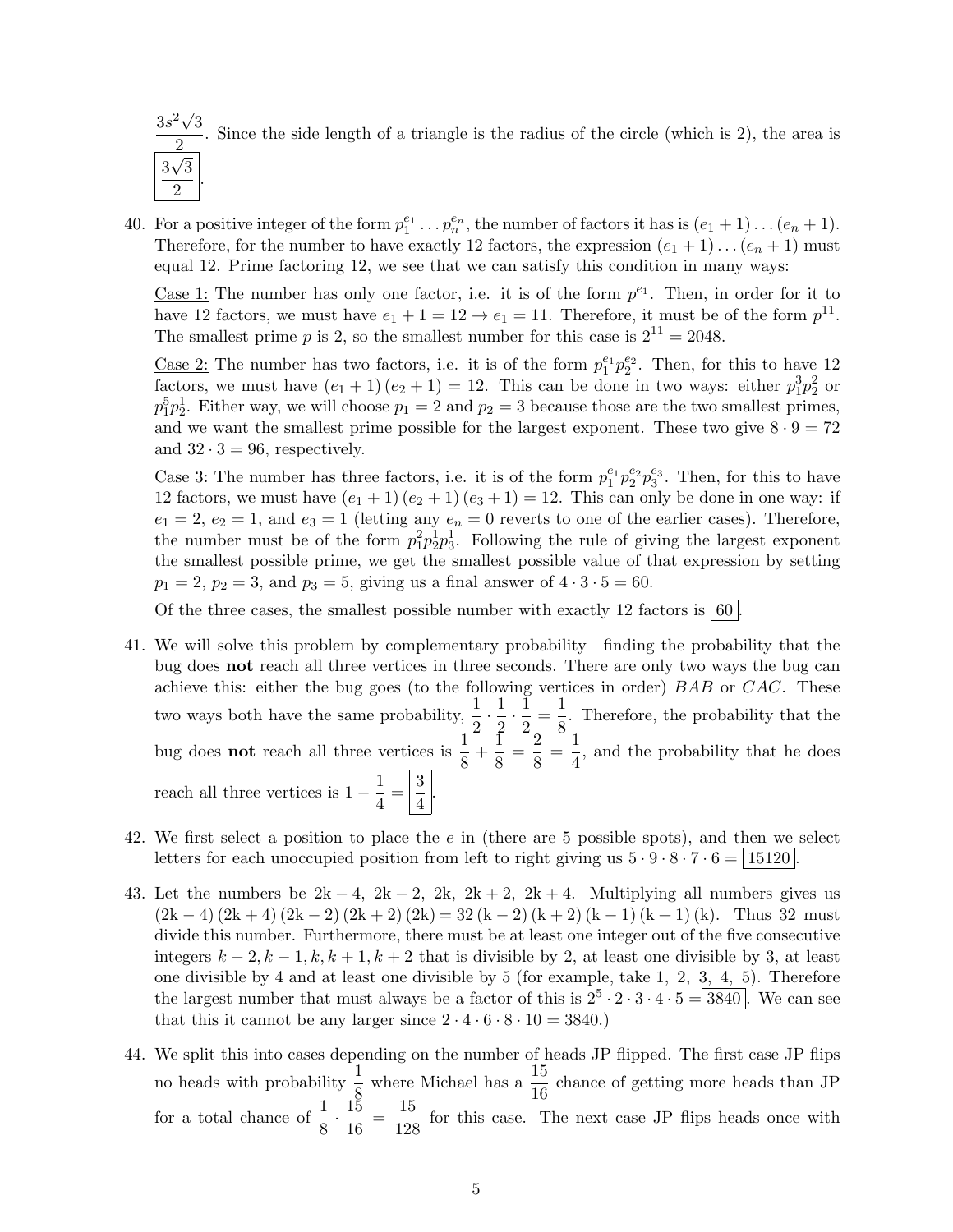$\dfrac{3s^2\sqrt{3}}{2}$. Since the side length of a triangle is the radius of the circle (which is 2), the area is $\boxed{\dfrac{3\sqrt{3}}{2}}$.

40. For a positive integer of the form $p_1^{e_1} \dots p_n^{e_n}$, the number of factors it has is $(e_1 + 1) \dots (e_n + 1)$. Therefore, for the number to have exactly 12 factors, the expression $(e_1 + 1) \dots (e_n + 1)$ must equal 12. Prime factoring 12, we see that we can satisfy this condition in many ways:

    Case 1: The number has only one factor, i.e. it is of the form $p^{e_1}$. Then, in order for it to have 12 factors, we must have $e_1 + 1 = 12 \rightarrow e_1 = 11$. Therefore, it must be of the form $p^{11}$. The smallest prime $p$ is 2, so the smallest number for this case is $2^{11} = 2048$.

    Case 2: The number has two factors, i.e. it is of the form $p_1^{e_1} p_2^{e_2}$. Then, for this to have 12 factors, we must have $(e_1 + 1)(e_2 + 1) = 12$. This can be done in two ways: either $p_1^3 p_2^2$ or $p_1^5 p_2^1$. Either way, we will choose $p_1 = 2$ and $p_2 = 3$ because those are the two smallest primes, and we want the smallest prime possible for the largest exponent. These two give $8 \cdot 9 = 72$ and $32 \cdot 3 = 96$, respectively.

    Case 3: The number has three factors, i.e. it is of the form $p_1^{e_1} p_2^{e_2} p_3^{e_3}$. Then, for this to have 12 factors, we must have $(e_1 + 1)(e_2 + 1)(e_3 + 1) = 12$. This can only be done in one way: if $e_1 = 2$, $e_2 = 1$, and $e_3 = 1$ (letting any $e_n = 0$ reverts to one of the earlier cases). Therefore, the number must be of the form $p_1^2 p_2^1 p_3^1$. Following the rule of giving the largest exponent the smallest possible prime, we get the smallest possible value of that expression by setting $p_1 = 2$, $p_2 = 3$, and $p_3 = 5$, giving us a final answer of $4 \cdot 3 \cdot 5 = 60$.

    Of the three cases, the smallest possible number with exactly 12 factors is $\boxed{60}$.

41. We will solve this problem by complementary probability—finding the probability that the bug does **not** reach all three vertices in three seconds. There are only two ways the bug can achieve this: either the bug goes (to the following vertices in order) $BAB$ or $CAC$. These two ways both have the same probability, $\frac{1}{2} \cdot \frac{1}{2} \cdot \frac{1}{2} = \frac{1}{8}$. Therefore, the probability that the bug does **not** reach all three vertices is $\frac{1}{8} + \frac{1}{8} = \frac{2}{8} = \frac{1}{4}$, and the probability that he does reach all three vertices is $1 - \frac{1}{4} = \boxed{\frac{3}{4}}$.

42. We first select a position to place the $e$ in (there are 5 possible spots), and then we select letters for each unoccupied position from left to right giving us $5 \cdot 9 \cdot 8 \cdot 7 \cdot 6 = \boxed{15120}$.

43. Let the numbers be $2k - 4,\ 2k - 2,\ 2k,\ 2k + 2,\ 2k + 4$. Multiplying all numbers gives us $(2k - 4)(2k + 4)(2k - 2)(2k + 2)(2k) = 32(k - 2)(k + 2)(k - 1)(k + 1)(k)$. Thus 32 must divide this number. Furthermore, there must be at least one integer out of the five consecutive integers $k - 2, k - 1, k, k + 1, k + 2$ that is divisible by 2, at least one divisible by 3, at least one divisible by 4 and at least one divisible by 5 (for example, take 1, 2, 3, 4, 5). Therefore the largest number that must always be a factor of this is $2^5 \cdot 2 \cdot 3 \cdot 4 \cdot 5 = \boxed{3840}$. We can see that this it cannot be any larger since $2 \cdot 4 \cdot 6 \cdot 8 \cdot 10 = 3840$.)

44. We split this into cases depending on the number of heads JP flipped. The first case JP flips no heads with probability $\frac{1}{8}$ where Michael has a $\frac{15}{16}$ chance of getting more heads than JP for a total chance of $\frac{1}{8} \cdot \frac{15}{16} = \frac{15}{128}$ for this case. The next case JP flips heads once with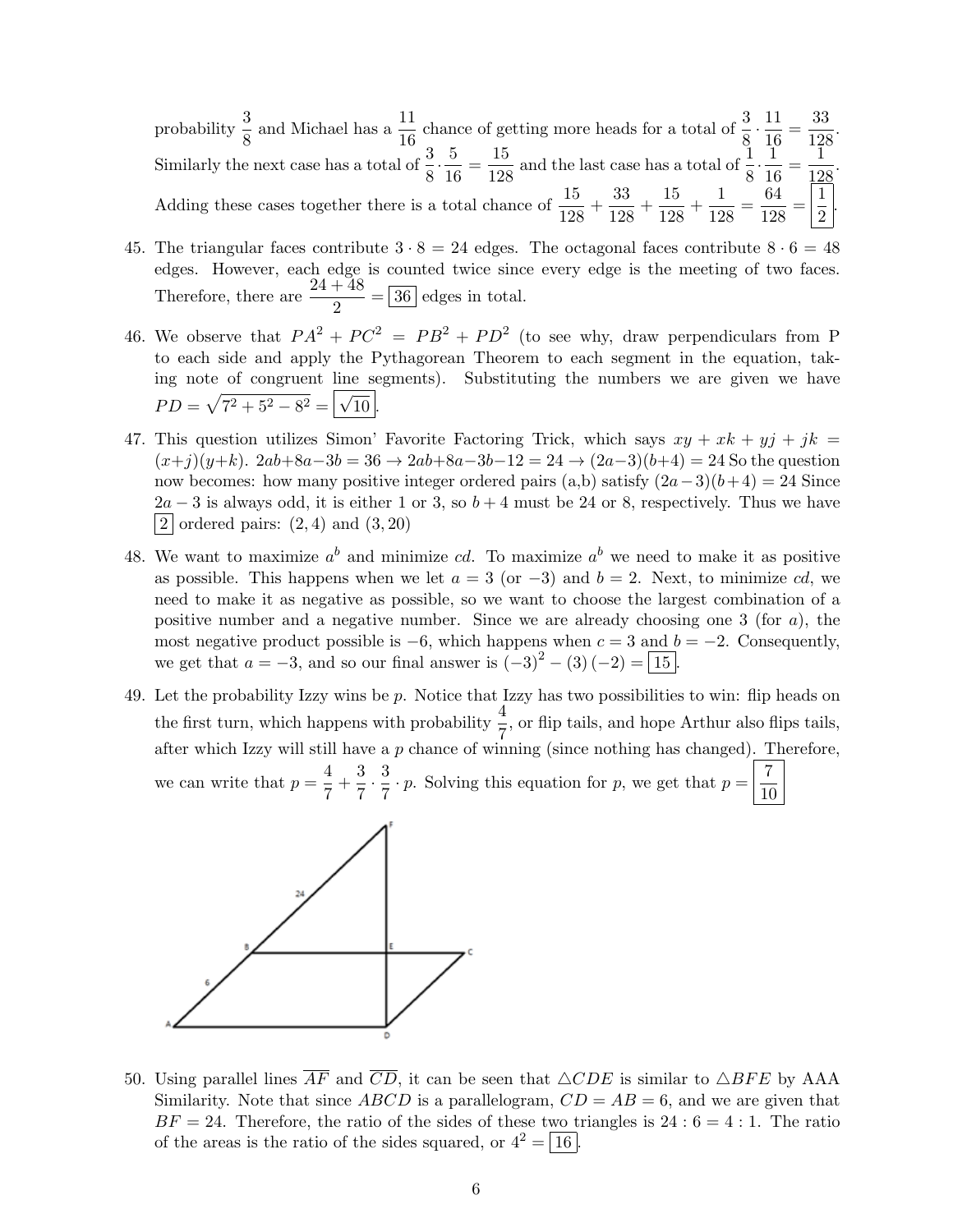probability $\frac{3}{8}$ and Michael has a $\frac{11}{16}$ chance of getting more heads for a total of $\frac{3}{8} \cdot \frac{11}{16} = \frac{33}{128}$. Similarly the next case has a total of $\frac{3}{8} \cdot \frac{5}{16} = \frac{15}{128}$ and the last case has a total of $\frac{1}{8} \cdot \frac{1}{16} = \frac{1}{128}$. Adding these cases together there is a total chance of $\frac{15}{128} + \frac{33}{128} + \frac{15}{128} + \frac{1}{128} = \frac{64}{128} = \boxed{\frac{1}{2}}$.

45. The triangular faces contribute $3 \cdot 8 = 24$ edges. The octagonal faces contribute $8 \cdot 6 = 48$ edges. However, each edge is counted twice since every edge is the meeting of two faces. Therefore, there are $\frac{24+48}{2} = \boxed{36}$ edges in total.

46. We observe that $PA^2 + PC^2 = PB^2 + PD^2$ (to see why, draw perpendiculars from P to each side and apply the Pythagorean Theorem to each segment in the equation, taking note of congruent line segments). Substituting the numbers we are given we have $PD = \sqrt{7^2 + 5^2 - 8^2} = \boxed{\sqrt{10}}$.

47. This question utilizes Simon' Favorite Factoring Trick, which says $xy + xk + yj + jk = (x+j)(y+k)$. $2ab+8a-3b = 36 \rightarrow 2ab+8a-3b-12 = 24 \rightarrow (2a-3)(b+4) = 24$ So the question now becomes: how many positive integer ordered pairs (a,b) satisfy $(2a-3)(b+4) = 24$ Since $2a-3$ is always odd, it is either 1 or 3, so $b+4$ must be 24 or 8, respectively. Thus we have $\boxed{2}$ ordered pairs: $(2,4)$ and $(3,20)$

48. We want to maximize $a^b$ and minimize $cd$. To maximize $a^b$ we need to make it as positive as possible. This happens when we let $a = 3$ (or $-3$) and $b = 2$. Next, to minimize $cd$, we need to make it as negative as possible, so we want to choose the largest combination of a positive number and a negative number. Since we are already choosing one 3 (for $a$), the most negative product possible is $-6$, which happens when $c = 3$ and $b = -2$. Consequently, we get that $a = -3$, and so our final answer is $(-3)^2 - (3)(-2) = \boxed{15}$.

49. Let the probability Izzy wins be $p$. Notice that Izzy has two possibilities to win: flip heads on the first turn, which happens with probability $\frac{4}{7}$, or flip tails, and hope Arthur also flips tails, after which Izzy will still have a $p$ chance of winning (since nothing has changed). Therefore, we can write that $p = \frac{4}{7} + \frac{3}{7} \cdot \frac{3}{7} \cdot p$. Solving this equation for $p$, we get that $p = \boxed{\frac{7}{10}}$

F
24
B
E
C
6
A
D

50. Using parallel lines $\overline{AF}$ and $\overline{CD}$, it can be seen that $\triangle CDE$ is similar to $\triangle BFE$ by AAA Similarity. Note that since $ABCD$ is a parallelogram, $CD = AB = 6$, and we are given that $BF = 24$. Therefore, the ratio of the sides of these two triangles is $24 : 6 = 4 : 1$. The ratio of the areas is the ratio of the sides squared, or $4^2 = \boxed{16}$.